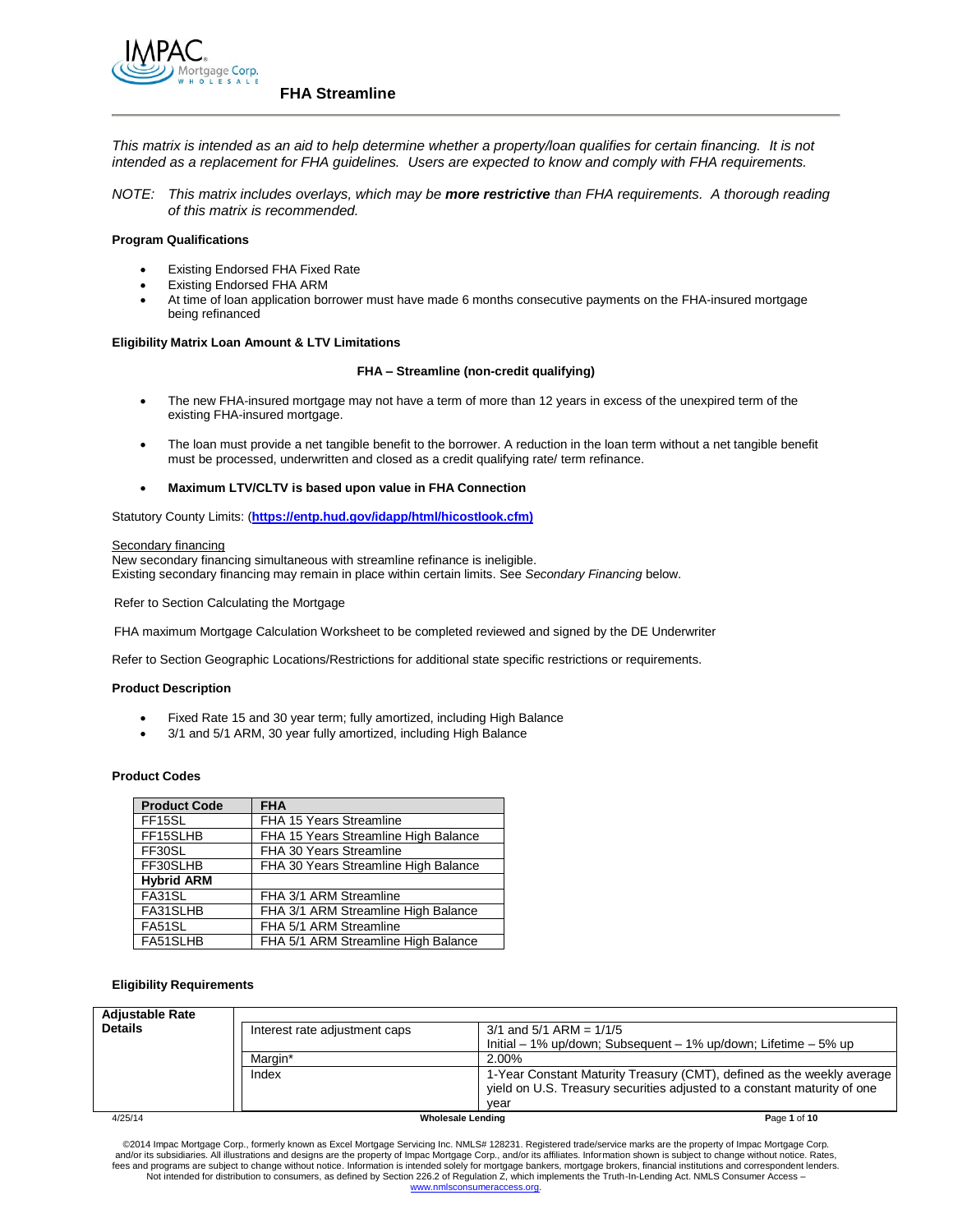# FHA Streamline

*This matrix is intended as an aid to help determine whether a property/loan qualifies for certain financing. It is not intended as a replacement for FHA guidelines. Users are expected to know and comply with FHA requirements.*

*NOTE: This matrix includes overlays, which may be **more restrictive** than FHA requirements. A thorough reading of this matrix is recommended.*

**Program Qualifications**

- Existing Endorsed FHA Fixed Rate
- Existing Endorsed FHA ARM
- At time of loan application borrower must have made 6 months consecutive payments on the FHA-insured mortgage being refinanced

**Eligibility Matrix Loan Amount & LTV Limitations**

**FHA – Streamline (non-credit qualifying)**

- The new FHA-insured mortgage may not have a term of more than 12 years in excess of the unexpired term of the existing FHA-insured mortgage.
- The loan must provide a net tangible benefit to the borrower. A reduction in the loan term without a net tangible benefit must be processed, underwritten and closed as a credit qualifying rate/ term refinance.
- **Maximum LTV/CLTV is based upon value in FHA Connection**

Statutory County Limits: (**https://entp.hud.gov/idapp/html/hicostlook.cfm)**

Secondary financing
New secondary financing simultaneous with streamline refinance is ineligible.
Existing secondary financing may remain in place within certain limits. See *Secondary Financing* below.

Refer to Section Calculating the Mortgage

FHA maximum Mortgage Calculation Worksheet to be completed reviewed and signed by the DE Underwriter

Refer to Section Geographic Locations/Restrictions for additional state specific restrictions or requirements.

**Product Description**

- Fixed Rate 15 and 30 year term; fully amortized, including High Balance
- 3/1 and 5/1 ARM, 30 year fully amortized, including High Balance

**Product Codes**

| Product Code | FHA |
|---|---|
| FF15SL | FHA 15 Years Streamline |
| FF15SLHB | FHA 15 Years Streamline High Balance |
| FF30SL | FHA 30 Years Streamline |
| FF30SLHB | FHA 30 Years Streamline High Balance |
| **Hybrid ARM** | |
| FA31SL | FHA 3/1 ARM Streamline |
| FA31SLHB | FHA 3/1 ARM Streamline High Balance |
| FA51SL | FHA 5/1 ARM Streamline |
| FA51SLHB | FHA 5/1 ARM Streamline High Balance |

**Eligibility Requirements**

| | | |
|---|---|---|
| **Adjustable Rate Details** | Interest rate adjustment caps | 3/1 and 5/1 ARM = 1/1/5<br>Initial – 1% up/down; Subsequent – 1% up/down; Lifetime – 5% up |
| | Margin* | 2.00% |
| | Index | 1-Year Constant Maturity Treasury (CMT), defined as the weekly average yield on U.S. Treasury securities adjusted to a constant maturity of one year |

©2014 Impac Mortgage Corp., formerly known as Excel Mortgage Servicing Inc. NMLS# 128231. Registered trade/service marks are the property of Impac Mortgage Corp. and/or its subsidiaries. All illustrations and designs are the property of Impac Mortgage Corp., and/or its affiliates. Information shown is subject to change without notice. Rates, fees and programs are subject to change without notice. Information is intended solely for mortgage bankers, mortgage brokers, financial institutions and correspondent lenders. Not intended for distribution to consumers, as defined by Section 226.2 of Regulation Z, which implements the Truth-In-Lending Act. NMLS Consumer Access – www.nmlsconsumeraccess.org.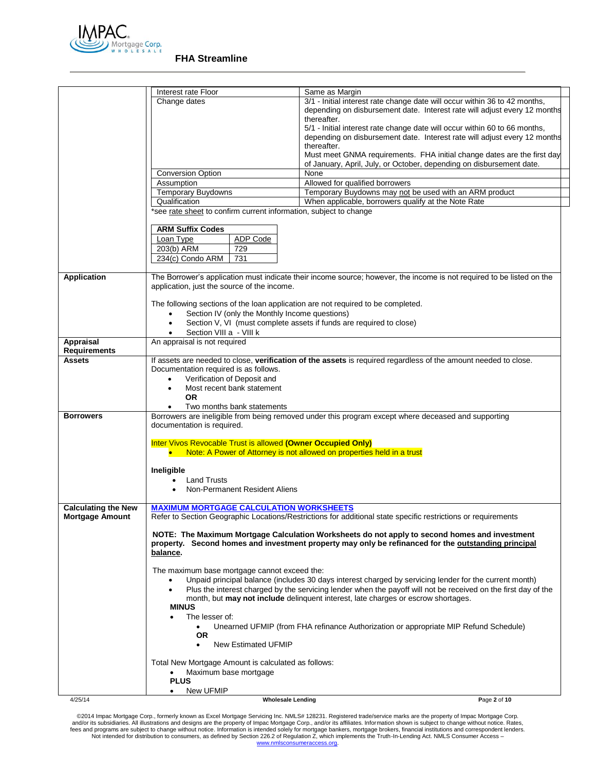## FHA Streamline

<table>
<tr><td></td><td>

| | |
|---|---|
| Interest rate Floor | Same as Margin |
| Change dates | 3/1 - Initial interest rate change date will occur within 36 to 42 months, depending on disbursement date. Interest rate will adjust every 12 months thereafter.<br>5/1 - Initial interest rate change date will occur within 60 to 66 months, depending on disbursement date. Interest rate will adjust every 12 months thereafter.<br>Must meet GNMA requirements. FHA initial change dates are the first day of January, April, July, or October, depending on disbursement date. |
| Conversion Option | None |
| Assumption | Allowed for qualified borrowers |
| Temporary Buydowns | Temporary Buydowns may not be used with an ARM product |
| Qualification | When applicable, borrowers qualify at the Note Rate |

*see rate sheet to confirm current information, subject to change

**ARM Suffix Codes**

| Loan Type | ADP Code |
|---|---|
| 203(b) ARM | 729 |
| 234(c) Condo ARM | 731 |

</td></tr>
</table>

**Application**

The Borrower's application must indicate their income source; however, the income is not required to be listed on the application, just the source of the income.

The following sections of the loan application are not required to be completed.

- Section IV (only the Monthly Income questions)
- Section V, VI (must complete assets if funds are required to close)
- Section VIII a - VIII k

**Appraisal Requirements**

An appraisal is not required

**Assets**

If assets are needed to close, **verification of the assets** is required regardless of the amount needed to close. Documentation required is as follows.

- Verification of Deposit and
- Most recent bank statement

  **OR**
- Two months bank statements

**Borrowers**

Borrowers are ineligible from being removed under this program except where deceased and supporting documentation is required.

Inter Vivos Revocable Trust is allowed **(Owner Occupied Only)**

- Note: A Power of Attorney is not allowed on properties held in a trust

**Ineligible**

- Land Trusts
- Non-Permanent Resident Aliens

**Calculating the New Mortgage Amount**

**MAXIMUM MORTGAGE CALCULATION WORKSHEETS**

Refer to Section Geographic Locations/Restrictions for additional state specific restrictions or requirements

**NOTE: The Maximum Mortgage Calculation Worksheets do not apply to second homes and investment property. Second homes and investment property may only be refinanced for the outstanding principal balance.**

The maximum base mortgage cannot exceed the:

- Unpaid principal balance (includes 30 days interest charged by servicing lender for the current month)
- Plus the interest charged by the servicing lender when the payoff will not be received on the first day of the month, but **may not include** delinquent interest, late charges or escrow shortages.

**MINUS**

- The lesser of:
  - Unearned UFMIP (from FHA refinance Authorization or appropriate MIP Refund Schedule)

  **OR**
  - New Estimated UFMIP

Total New Mortgage Amount is calculated as follows:

- Maximum base mortgage

**PLUS**

- New UFMIP

©2014 Impac Mortgage Corp., formerly known as Excel Mortgage Servicing Inc. NMLS# 128231. Registered trade/service marks are the property of Impac Mortgage Corp. and/or its subsidiaries. All illustrations and designs are the property of Impac Mortgage Corp., and/or its affiliates. Information shown is subject to change without notice. Rates, fees and programs are subject to change without notice. Information is intended solely for mortgage bankers, mortgage brokers, financial institutions and correspondent lenders. Not intended for distribution to consumers, as defined by Section 226.2 of Regulation Z, which implements the Truth-In-Lending Act. NMLS Consumer Access – www.nmlsconsumeraccess.org.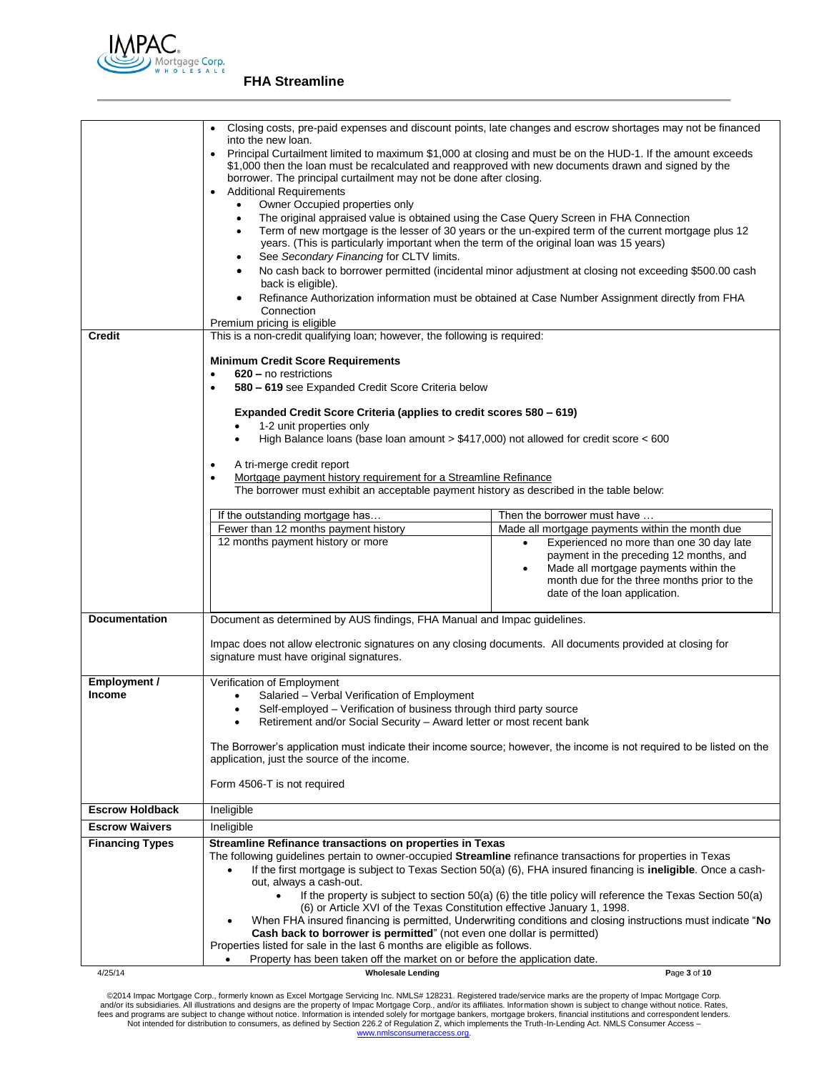| | |
|---|---|
| | • Closing costs, pre-paid expenses and discount points, late changes and escrow shortages may not be financed into the new loan.<br>• Principal Curtailment limited to maximum $1,000 at closing and must be on the HUD-1. If the amount exceeds $1,000 then the loan must be recalculated and reapproved with new documents drawn and signed by the borrower. The principal curtailment may not be done after closing.<br>• Additional Requirements<br>&nbsp;&nbsp;&nbsp;&nbsp;• Owner Occupied properties only<br>&nbsp;&nbsp;&nbsp;&nbsp;• The original appraised value is obtained using the Case Query Screen in FHA Connection<br>&nbsp;&nbsp;&nbsp;&nbsp;• Term of new mortgage is the lesser of 30 years or the un-expired term of the current mortgage plus 12 years. (This is particularly important when the term of the original loan was 15 years)<br>&nbsp;&nbsp;&nbsp;&nbsp;• See *Secondary Financing* for CLTV limits.<br>&nbsp;&nbsp;&nbsp;&nbsp;• No cash back to borrower permitted (incidental minor adjustment at closing not exceeding $500.00 cash back is eligible).<br>&nbsp;&nbsp;&nbsp;&nbsp;• Refinance Authorization information must be obtained at Case Number Assignment directly from FHA Connection<br>Premium pricing is eligible |
| **Credit** | This is a non-credit qualifying loan; however, the following is required:<br><br>**Minimum Credit Score Requirements**<br>• **620 –** no restrictions<br>• **580 – 619** see Expanded Credit Score Criteria below<br><br>**Expanded Credit Score Criteria (applies to credit scores 580 – 619)**<br>&nbsp;&nbsp;&nbsp;&nbsp;• 1-2 unit properties only<br>&nbsp;&nbsp;&nbsp;&nbsp;• High Balance loans (base loan amount > $417,000) not allowed for credit score < 600<br><br>• A tri-merge credit report<br>• Mortgage payment history requirement for a Streamline Refinance<br>The borrower must exhibit an acceptable payment history as described in the table below:<br><br>*If the outstanding mortgage has… / Then the borrower must have …*<br>• Fewer than 12 months payment history → Made all mortgage payments within the month due<br>• 12 months payment history or more → • Experienced no more than one 30 day late payment in the preceding 12 months, and • Made all mortgage payments within the month due for the three months prior to the date of the loan application. |
| **Documentation** | Document as determined by AUS findings, FHA Manual and Impac guidelines.<br><br>Impac does not allow electronic signatures on any closing documents. All documents provided at closing for signature must have original signatures. |
| **Employment / Income** | Verification of Employment<br>&nbsp;&nbsp;&nbsp;&nbsp;• Salaried – Verbal Verification of Employment<br>&nbsp;&nbsp;&nbsp;&nbsp;• Self-employed – Verification of business through third party source<br>&nbsp;&nbsp;&nbsp;&nbsp;• Retirement and/or Social Security – Award letter or most recent bank<br><br>The Borrower's application must indicate their income source; however, the income is not required to be listed on the application, just the source of the income.<br><br>Form 4506-T is not required |
| **Escrow Holdback** | Ineligible |
| **Escrow Waivers** | Ineligible |
| **Financing Types** | **Streamline Refinance transactions on properties in Texas**<br>The following guidelines pertain to owner-occupied **Streamline** refinance transactions for properties in Texas<br>&nbsp;&nbsp;&nbsp;&nbsp;• If the first mortgage is subject to Texas Section 50(a) (6), FHA insured financing is **ineligible**. Once a cash-out, always a cash-out.<br>&nbsp;&nbsp;&nbsp;&nbsp;&nbsp;&nbsp;&nbsp;&nbsp;• If the property is subject to section 50(a) (6) the title policy will reference the Texas Section 50(a) (6) or Article XVI of the Texas Constitution effective January 1, 1998.<br>&nbsp;&nbsp;&nbsp;&nbsp;• When FHA insured financing is permitted, Underwriting conditions and closing instructions must indicate "**No Cash back to borrower is permitted**" (not even one dollar is permitted)<br>Properties listed for sale in the last 6 months are eligible as follows.<br>&nbsp;&nbsp;&nbsp;&nbsp;• Property has been taken off the market on or before the application date. |

| If the outstanding mortgage has… | Then the borrower must have … |
|---|---|
| Fewer than 12 months payment history | Made all mortgage payments within the month due |
| 12 months payment history or more | • Experienced no more than one 30 day late payment in the preceding 12 months, and<br>• Made all mortgage payments within the month due for the three months prior to the date of the loan application. |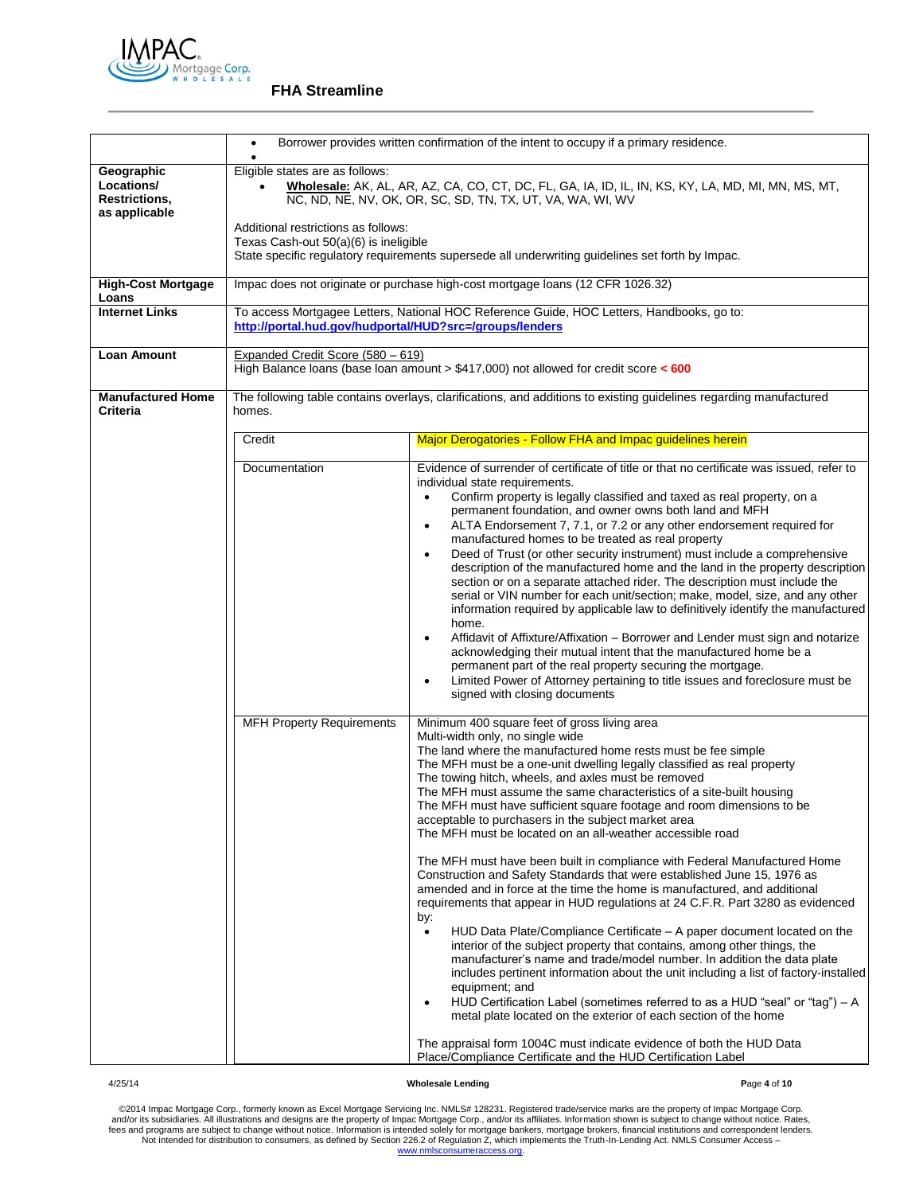# FHA Streamline

| | |
|---|---|
| | • Borrower provides written confirmation of the intent to occupy if a primary residence. |
| **Geographic Locations/ Restrictions, as applicable** | Eligible states are as follows:<br>• **Wholesale:** AK, AL, AR, AZ, CA, CO, CT, DC, FL, GA, IA, ID, IL, IN, KS, KY, LA, MD, MI, MN, MS, MT, NC, ND, NE, NV, OK, OR, SC, SD, TN, TX, UT, VA, WA, WI, WV<br><br>Additional restrictions as follows:<br>Texas Cash-out 50(a)(6) is ineligible<br>State specific regulatory requirements supersede all underwriting guidelines set forth by Impac. |
| **High-Cost Mortgage Loans** | Impac does not originate or purchase high-cost mortgage loans (12 CFR 1026.32) |
| **Internet Links** | To access Mortgagee Letters, National HOC Reference Guide, HOC Letters, Handbooks, go to: http://portal.hud.gov/hudportal/HUD?src=/groups/lenders |
| **Loan Amount** | Expanded Credit Score (580 – 619)<br>High Balance loans (base loan amount > $417,000) not allowed for credit score **< 600** |
| **Manufactured Home Criteria** | The following table contains overlays, clarifications, and additions to existing guidelines regarding manufactured homes. |

| | |
|---|---|
| Credit | Major Derogatories - Follow FHA and Impac guidelines herein |
| Documentation | Evidence of surrender of certificate of title or that no certificate was issued, refer to individual state requirements.<br>• Confirm property is legally classified and taxed as real property, on a permanent foundation, and owner owns both land and MFH<br>• ALTA Endorsement 7, 7.1, or 7.2 or any other endorsement required for manufactured homes to be treated as real property<br>• Deed of Trust (or other security instrument) must include a comprehensive description of the manufactured home and the land in the property description section or on a separate attached rider. The description must include the serial or VIN number for each unit/section; make, model, size, and any other information required by applicable law to definitively identify the manufactured home.<br>• Affidavit of Affixture/Affixation – Borrower and Lender must sign and notarize acknowledging their mutual intent that the manufactured home be a permanent part of the real property securing the mortgage.<br>• Limited Power of Attorney pertaining to title issues and foreclosure must be signed with closing documents |
| MFH Property Requirements | Minimum 400 square feet of gross living area<br>Multi-width only, no single wide<br>The land where the manufactured home rests must be fee simple<br>The MFH must be a one-unit dwelling legally classified as real property<br>The towing hitch, wheels, and axles must be removed<br>The MFH must assume the same characteristics of a site-built housing<br>The MFH must have sufficient square footage and room dimensions to be acceptable to purchasers in the subject market area<br>The MFH must be located on an all-weather accessible road<br><br>The MFH must have been built in compliance with Federal Manufactured Home Construction and Safety Standards that were established June 15, 1976 as amended and in force at the time the home is manufactured, and additional requirements that appear in HUD regulations at 24 C.F.R. Part 3280 as evidenced by:<br>• HUD Data Plate/Compliance Certificate – A paper document located on the interior of the subject property that contains, among other things, the manufacturer's name and trade/model number. In addition the data plate includes pertinent information about the unit including a list of factory-installed equipment; and<br>• HUD Certification Label (sometimes referred to as a HUD "seal" or "tag") – A metal plate located on the exterior of each section of the home<br><br>The appraisal form 1004C must indicate evidence of both the HUD Data Place/Compliance Certificate and the HUD Certification Label |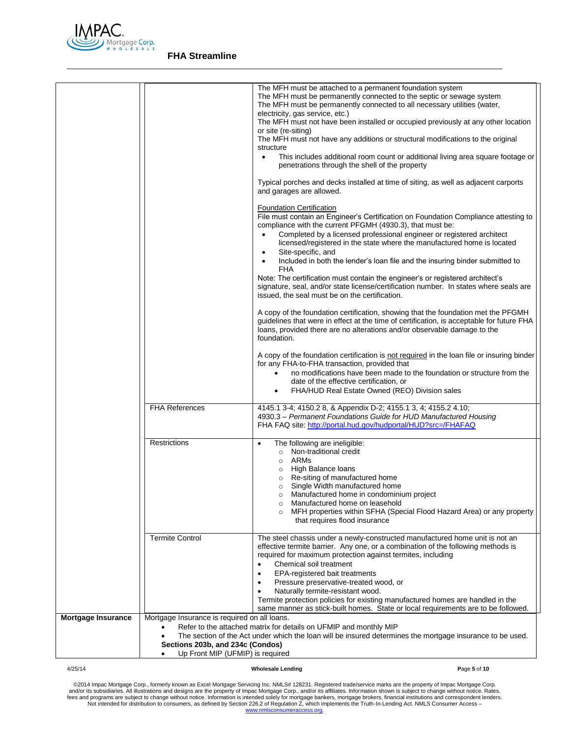| | | |
|---|---|---|
| | | The MFH must be attached to a permanent foundation system<br>The MFH must be permanently connected to the septic or sewage system<br>The MFH must be permanently connected to all necessary utilities (water, electricity, gas service, etc.)<br>The MFH must not have been installed or occupied previously at any other location or site (re-siting)<br>The MFH must not have any additions or structural modifications to the original structure<br>• This includes additional room count or additional living area square footage or penetrations through the shell of the property<br><br>Typical porches and decks installed at time of siting, as well as adjacent carports and garages are allowed.<br><br><u>Foundation Certification</u><br>File must contain an Engineer's Certification on Foundation Compliance attesting to compliance with the current PFGMH (4930.3), that must be:<br>• Completed by a licensed professional engineer or registered architect licensed/registered in the state where the manufactured home is located<br>• Site-specific, and<br>• Included in both the lender's loan file and the insuring binder submitted to FHA<br>Note: The certification must contain the engineer's or registered architect's signature, seal, and/or state license/certification number. In states where seals are issued, the seal must be on the certification.<br><br>A copy of the foundation certification, showing that the foundation met the PFGMH guidelines that were in effect at the time of certification, is acceptable for future FHA loans, provided there are no alterations and/or observable damage to the foundation.<br><br>A copy of the foundation certification is <u>not required</u> in the loan file or insuring binder for any FHA-to-FHA transaction, provided that<br>• no modifications have been made to the foundation or structure from the date of the effective certification, or<br>• FHA/HUD Real Estate Owned (REO) Division sales |
| | FHA References | 4145.1 3-4; 4150.2 8, & Appendix D-2; 4155.1 3, 4; 4155.2 4.10;<br>4930.3 – *Permanent Foundations Guide for HUD Manufactured Housing*<br>FHA FAQ site: http://portal.hud.gov/hudportal/HUD?src=/FHAFAQ |
| | Restrictions | • The following are ineligible:<br>○ Non-traditional credit<br>○ ARMs<br>○ High Balance loans<br>○ Re-siting of manufactured home<br>○ Single Width manufactured home<br>○ Manufactured home in condominium project<br>○ Manufactured home on leasehold<br>○ MFH properties within SFHA (Special Flood Hazard Area) or any property that requires flood insurance |
| | Termite Control | The steel chassis under a newly-constructed manufactured home unit is not an effective termite barrier. Any one, or a combination of the following methods is required for maximum protection against termites, including<br>• Chemical soil treatment<br>• EPA-registered bait treatments<br>• Pressure preservative-treated wood, or<br>• Naturally termite-resistant wood.<br>Termite protection policies for existing manufactured homes are handled in the same manner as stick-built homes. State or local requirements are to be followed. |
| **Mortgage Insurance** | Mortgage Insurance is required on all loans.<br>• Refer to the attached matrix for details on UFMIP and monthly MIP<br>• The section of the Act under which the loan will be insured determines the mortgage insurance to be used.<br>**Sections 203b, and 234c (Condos)**<br>• Up Front MIP (UFMIP) is required | |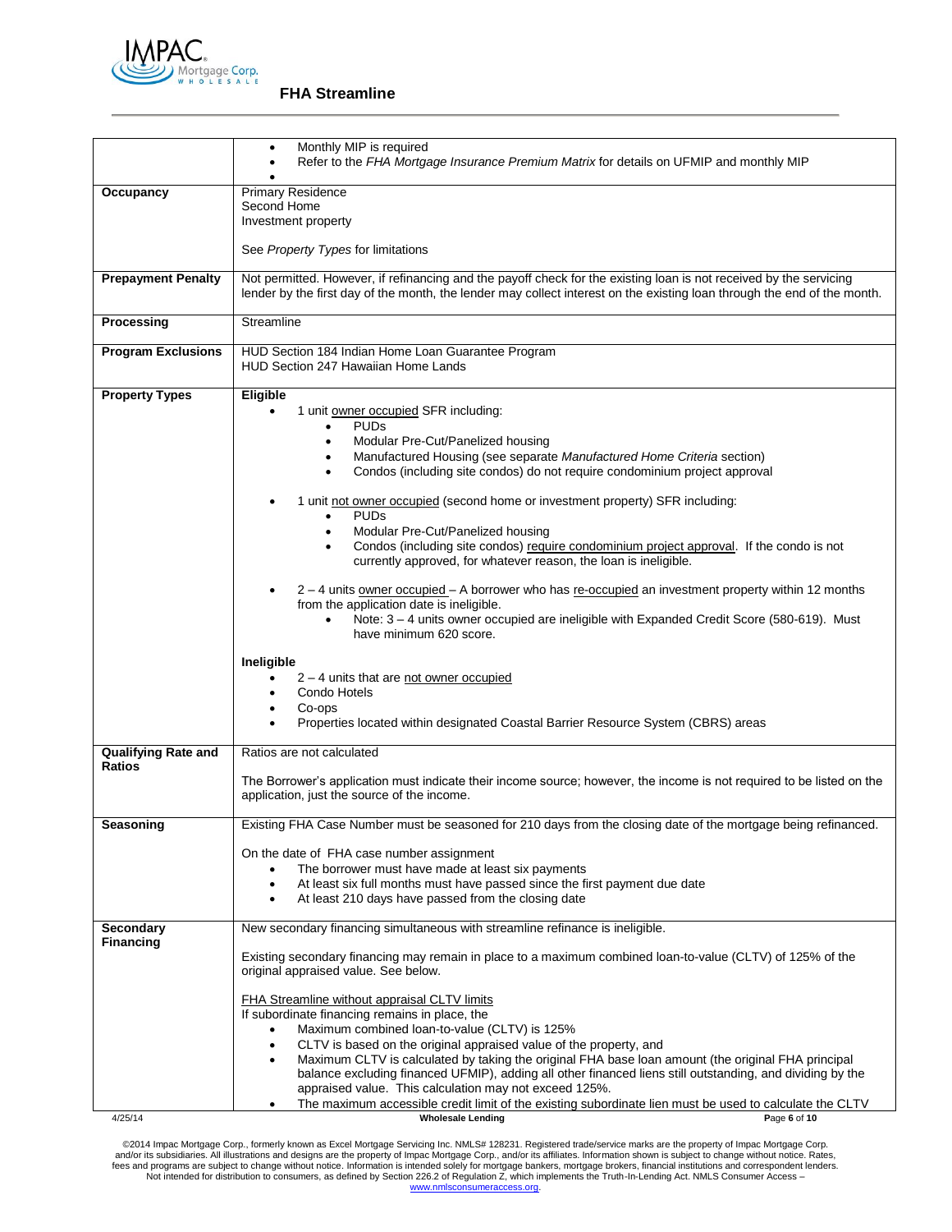| | |
|---|---|
| | • Monthly MIP is required<br>• Refer to the *FHA Mortgage Insurance Premium Matrix* for details on UFMIP and monthly MIP<br>• |
| **Occupancy** | Primary Residence<br>Second Home<br>Investment property<br><br>See *Property Types* for limitations |
| **Prepayment Penalty** | Not permitted. However, if refinancing and the payoff check for the existing loan is not received by the servicing lender by the first day of the month, the lender may collect interest on the existing loan through the end of the month. |
| **Processing** | Streamline |
| **Program Exclusions** | HUD Section 184 Indian Home Loan Guarantee Program<br>HUD Section 247 Hawaiian Home Lands |
| **Property Types** | **Eligible**<br>• 1 unit owner occupied SFR including:<br>&nbsp;&nbsp;&nbsp;&nbsp;• PUDs<br>&nbsp;&nbsp;&nbsp;&nbsp;• Modular Pre-Cut/Panelized housing<br>&nbsp;&nbsp;&nbsp;&nbsp;• Manufactured Housing (see separate *Manufactured Home Criteria* section)<br>&nbsp;&nbsp;&nbsp;&nbsp;• Condos (including site condos) do not require condominium project approval<br><br>• 1 unit not owner occupied (second home or investment property) SFR including:<br>&nbsp;&nbsp;&nbsp;&nbsp;• PUDs<br>&nbsp;&nbsp;&nbsp;&nbsp;• Modular Pre-Cut/Panelized housing<br>&nbsp;&nbsp;&nbsp;&nbsp;• Condos (including site condos) require condominium project approval. If the condo is not currently approved, for whatever reason, the loan is ineligible.<br><br>• 2 – 4 units owner occupied – A borrower who has re-occupied an investment property within 12 months from the application date is ineligible.<br>&nbsp;&nbsp;&nbsp;&nbsp;• Note: 3 – 4 units owner occupied are ineligible with Expanded Credit Score (580-619). Must have minimum 620 score.<br><br>**Ineligible**<br>• 2 – 4 units that are not owner occupied<br>• Condo Hotels<br>• Co-ops<br>• Properties located within designated Coastal Barrier Resource System (CBRS) areas |
| **Qualifying Rate and Ratios** | Ratios are not calculated<br><br>The Borrower's application must indicate their income source; however, the income is not required to be listed on the application, just the source of the income. |
| **Seasoning** | Existing FHA Case Number must be seasoned for 210 days from the closing date of the mortgage being refinanced.<br><br>On the date of FHA case number assignment<br>• The borrower must have made at least six payments<br>• At least six full months must have passed since the first payment due date<br>• At least 210 days have passed from the closing date |
| **Secondary Financing** | New secondary financing simultaneous with streamline refinance is ineligible.<br><br>Existing secondary financing may remain in place to a maximum combined loan-to-value (CLTV) of 125% of the original appraised value. See below.<br><br>FHA Streamline without appraisal CLTV limits<br>If subordinate financing remains in place, the<br>• Maximum combined loan-to-value (CLTV) is 125%<br>• CLTV is based on the original appraised value of the property, and<br>• Maximum CLTV is calculated by taking the original FHA base loan amount (the original FHA principal balance excluding financed UFMIP), adding all other financed liens still outstanding, and dividing by the appraised value. This calculation may not exceed 125%.<br>• The maximum accessible credit limit of the existing subordinate lien must be used to calculate the CLTV |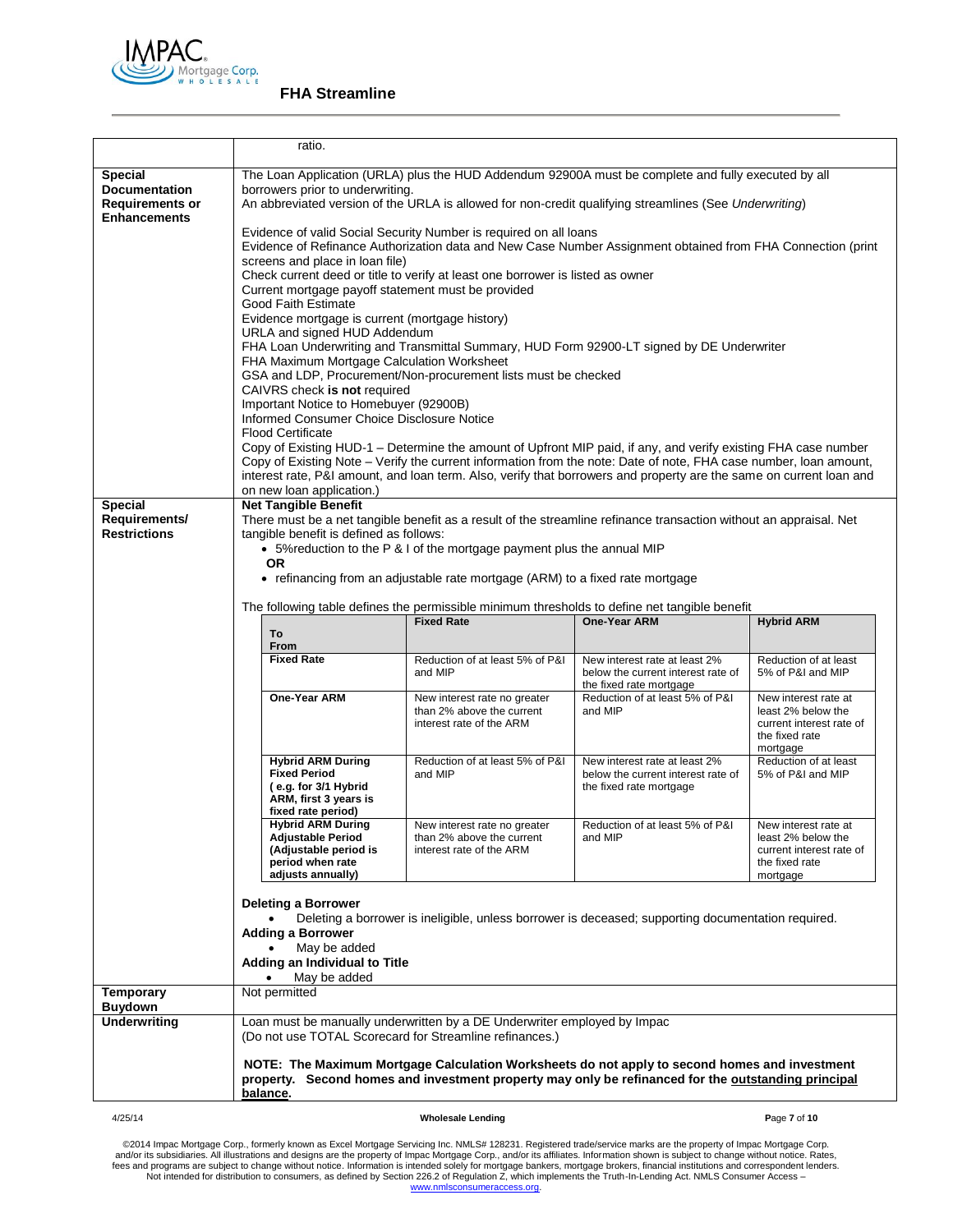| | |
|---|---|
| | ratio. |
| **Special Documentation Requirements or Enhancements** | The Loan Application (URLA) plus the HUD Addendum 92900A must be complete and fully executed by all borrowers prior to underwriting.<br>An abbreviated version of the URLA is allowed for non-credit qualifying streamlines (See *Underwriting*)<br><br>Evidence of valid Social Security Number is required on all loans<br>Evidence of Refinance Authorization data and New Case Number Assignment obtained from FHA Connection (print screens and place in loan file)<br>Check current deed or title to verify at least one borrower is listed as owner<br>Current mortgage payoff statement must be provided<br>Good Faith Estimate<br>Evidence mortgage is current (mortgage history)<br>URLA and signed HUD Addendum<br>FHA Loan Underwriting and Transmittal Summary, HUD Form 92900-LT signed by DE Underwriter<br>FHA Maximum Mortgage Calculation Worksheet<br>GSA and LDP, Procurement/Non-procurement lists must be checked<br>CAIVRS check **is not** required<br>Important Notice to Homebuyer (92900B)<br>Informed Consumer Choice Disclosure Notice<br>Flood Certificate<br>Copy of Existing HUD-1 – Determine the amount of Upfront MIP paid, if any, and verify existing FHA case number<br>Copy of Existing Note – Verify the current information from the note: Date of note, FHA case number, loan amount, interest rate, P&I amount, and loan term. Also, verify that borrowers and property are the same on current loan and on new loan application.) |
| **Special Requirements/ Restrictions** | **Net Tangible Benefit**<br>There must be a net tangible benefit as a result of the streamline refinance transaction without an appraisal. Net tangible benefit is defined as follows:<br>• 5%reduction to the P & I of the mortgage payment plus the annual MIP<br>**OR**<br>• refinancing from an adjustable rate mortgage (ARM) to a fixed rate mortgage<br><br>The following table defines the permissible minimum thresholds to define net tangible benefit (see table below)<br><br>**Deleting a Borrower**<br>• Deleting a borrower is ineligible, unless borrower is deceased; supporting documentation required.<br>**Adding a Borrower**<br>• May be added<br>**Adding an Individual to Title**<br>• May be added |
| **Temporary Buydown** | Not permitted |
| **Underwriting** | Loan must be manually underwritten by a DE Underwriter employed by Impac<br>(Do not use TOTAL Scorecard for Streamline refinances.)<br><br>**NOTE: The Maximum Mortgage Calculation Worksheets do not apply to second homes and investment property. Second homes and investment property may only be refinanced for the outstanding principal balance.** |

Net tangible benefit thresholds:

| **To**<br>**From** | **Fixed Rate** | **One-Year ARM** | **Hybrid ARM** |
|---|---|---|---|
| **Fixed Rate** | Reduction of at least 5% of P&I and MIP | New interest rate at least 2% below the current interest rate of the fixed rate mortgage | Reduction of at least 5% of P&I and MIP |
| **One-Year ARM** | New interest rate no greater than 2% above the current interest rate of the ARM | Reduction of at least 5% of P&I and MIP | New interest rate at least 2% below the current interest rate of the fixed rate mortgage |
| **Hybrid ARM During Fixed Period (e.g. for 3/1 Hybrid ARM, first 3 years is fixed rate period)** | Reduction of at least 5% of P&I and MIP | New interest rate at least 2% below the current interest rate of the fixed rate mortgage | Reduction of at least 5% of P&I and MIP |
| **Hybrid ARM During Adjustable Period (Adjustable period is period when rate adjusts annually)** | New interest rate no greater than 2% above the current interest rate of the ARM | Reduction of at least 5% of P&I and MIP | New interest rate at least 2% below the current interest rate of the fixed rate mortgage |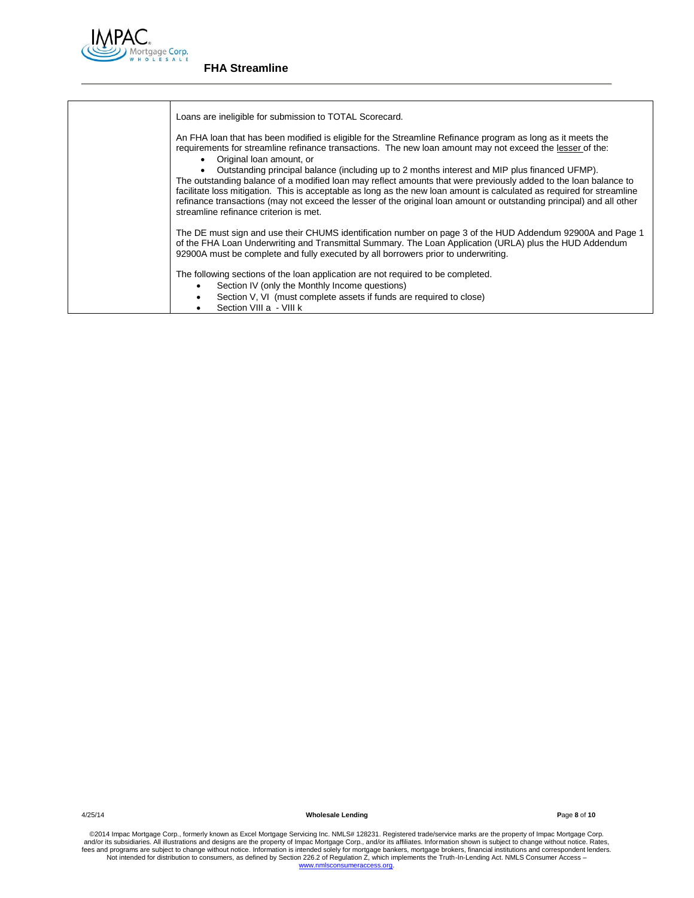| | |
|---|---|
| | Loans are ineligible for submission to TOTAL Scorecard.<br><br>An FHA loan that has been modified is eligible for the Streamline Refinance program as long as it meets the requirements for streamline refinance transactions. The new loan amount may not exceed the <u>lesser</u> of the:<br>• Original loan amount, or<br>• Outstanding principal balance (including up to 2 months interest and MIP plus financed UFMP).<br>The outstanding balance of a modified loan may reflect amounts that were previously added to the loan balance to facilitate loss mitigation. This is acceptable as long as the new loan amount is calculated as required for streamline refinance transactions (may not exceed the lesser of the original loan amount or outstanding principal) and all other streamline refinance criterion is met.<br><br>The DE must sign and use their CHUMS identification number on page 3 of the HUD Addendum 92900A and Page 1 of the FHA Loan Underwriting and Transmittal Summary. The Loan Application (URLA) plus the HUD Addendum 92900A must be complete and fully executed by all borrowers prior to underwriting.<br><br>The following sections of the loan application are not required to be completed.<br>• Section IV (only the Monthly Income questions)<br>• Section V, VI (must complete assets if funds are required to close)<br>• Section VIII a - VIII k |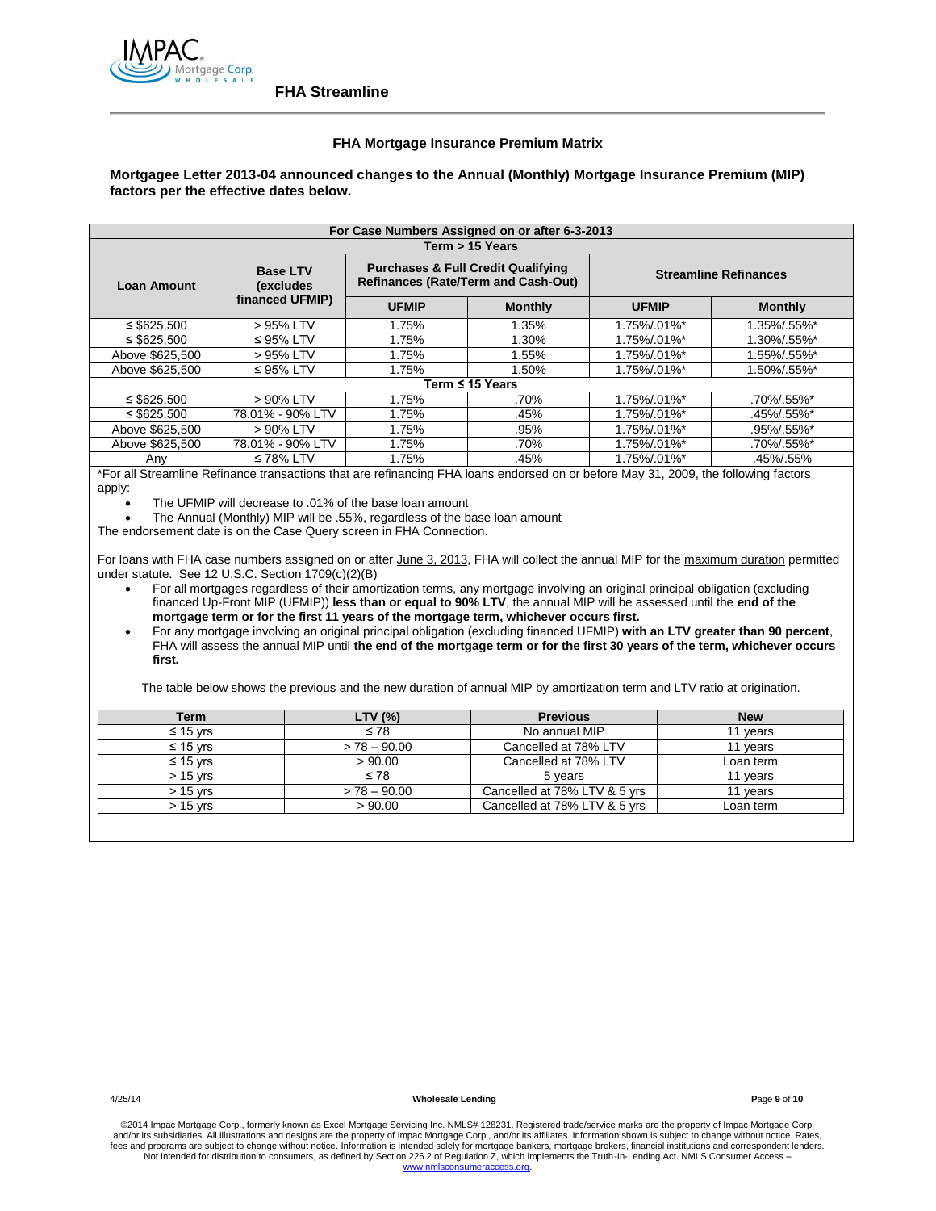## FHA Streamline

### FHA Mortgage Insurance Premium Matrix

**Mortgagee Letter 2013-04 announced changes to the Annual (Monthly) Mortgage Insurance Premium (MIP) factors per the effective dates below.**

| For Case Numbers Assigned on or after 6-3-2013 | | | | | |
|---|---|---|---|---|---|
| **Term > 15 Years** | | | | | |
| **Loan Amount** | **Base LTV (excludes financed UFMIP)** | **Purchases & Full Credit Qualifying Refinances (Rate/Term and Cash-Out)** | | **Streamline Refinances** | |
| | | **UFMIP** | **Monthly** | **UFMIP** | **Monthly** |
| ≤ $625,500 | > 95% LTV | 1.75% | 1.35% | 1.75%/.01%* | 1.35%/.55%* |
| ≤ $625,500 | ≤ 95% LTV | 1.75% | 1.30% | 1.75%/.01%* | 1.30%/.55%* |
| Above $625,500 | > 95% LTV | 1.75% | 1.55% | 1.75%/.01%* | 1.55%/.55%* |
| Above $625,500 | ≤ 95% LTV | 1.75% | 1.50% | 1.75%/.01%* | 1.50%/.55%* |
| **Term ≤ 15 Years** | | | | | |
| ≤ $625,500 | > 90% LTV | 1.75% | .70% | 1.75%/.01%* | .70%/.55%* |
| ≤ $625,500 | 78.01% - 90% LTV | 1.75% | .45% | 1.75%/.01%* | .45%/.55%* |
| Above $625,500 | > 90% LTV | 1.75% | .95% | 1.75%/.01%* | .95%/.55%* |
| Above $625,500 | 78.01% - 90% LTV | 1.75% | .70% | 1.75%/.01%* | .70%/.55%* |
| Any | ≤ 78% LTV | 1.75% | .45% | 1.75%/.01%* | .45%/.55% |

*For all Streamline Refinance transactions that are refinancing FHA loans endorsed on or before May 31, 2009, the following factors apply:

- The UFMIP will decrease to .01% of the base loan amount
- The Annual (Monthly) MIP will be .55%, regardless of the base loan amount

The endorsement date is on the Case Query screen in FHA Connection.

For loans with FHA case numbers assigned on or after June 3, 2013, FHA will collect the annual MIP for the maximum duration permitted under statute. See 12 U.S.C. Section 1709(c)(2)(B)

- For all mortgages regardless of their amortization terms, any mortgage involving an original principal obligation (excluding financed Up-Front MIP (UFMIP)) **less than or equal to 90% LTV**, the annual MIP will be assessed until the **end of the mortgage term or for the first 11 years of the mortgage term, whichever occurs first.**
- For any mortgage involving an original principal obligation (excluding financed UFMIP) **with an LTV greater than 90 percent**, FHA will assess the annual MIP until **the end of the mortgage term or for the first 30 years of the term, whichever occurs first.**

The table below shows the previous and the new duration of annual MIP by amortization term and LTV ratio at origination.

| Term | LTV (%) | Previous | New |
|---|---|---|---|
| ≤ 15 yrs | ≤ 78 | No annual MIP | 11 years |
| ≤ 15 yrs | > 78 – 90.00 | Cancelled at 78% LTV | 11 years |
| ≤ 15 yrs | > 90.00 | Cancelled at 78% LTV | Loan term |
| > 15 yrs | ≤ 78 | 5 years | 11 years |
| > 15 yrs | > 78 – 90.00 | Cancelled at 78% LTV & 5 yrs | 11 years |
| > 15 yrs | > 90.00 | Cancelled at 78% LTV & 5 yrs | Loan term |

©2014 Impac Mortgage Corp., formerly known as Excel Mortgage Servicing Inc. NMLS# 128231. Registered trade/service marks are the property of Impac Mortgage Corp. and/or its subsidiaries. All illustrations and designs are the property of Impac Mortgage Corp., and/or its affiliates. Information shown is subject to change without notice. Rates, fees and programs are subject to change without notice. Information is intended solely for mortgage bankers, mortgage brokers, financial institutions and correspondent lenders. Not intended for distribution to consumers, as defined by Section 226.2 of Regulation Z, which implements the Truth-In-Lending Act. NMLS Consumer Access – www.nmlsconsumeraccess.org.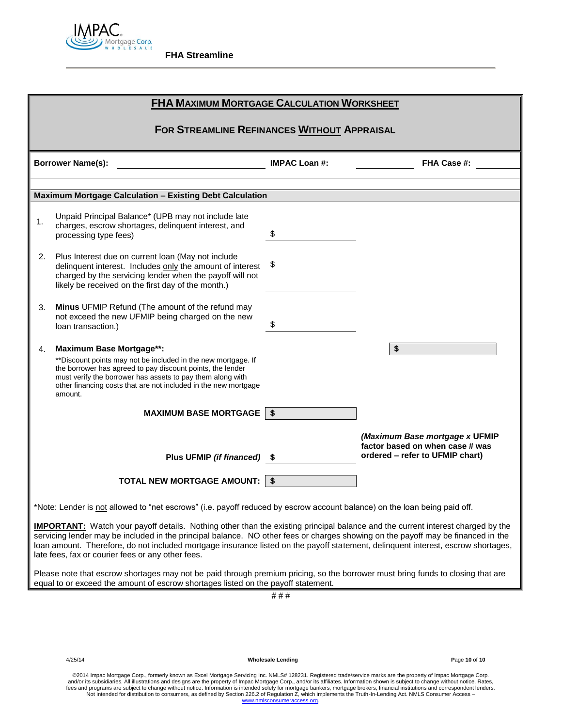# FHA MAXIMUM MORTGAGE CALCULATION WORKSHEET

## FOR STREAMLINE REFINANCES WITHOUT APPRAISAL

**Borrower Name(s):** ______________________ **IMPAC Loan #:** __________ **FHA Case #:** __________

**Maximum Mortgage Calculation – Existing Debt Calculation**

| | | | |
|---|---|---|---|
| 1. | Unpaid Principal Balance* (UPB may not include late charges, escrow shortages, delinquent interest, and processing type fees) | $ | |
| 2. | Plus Interest due on current loan (May not include delinquent interest. Includes only the amount of interest charged by the servicing lender when the payoff will not likely be received on the first day of the month.) | $ | |
| 3. | **Minus** UFMIP Refund (The amount of the refund may not exceed the new UFMIP being charged on the new loan transaction.) | $ | |
| 4. | **Maximum Base Mortgage\*\*:** <br> \*\*Discount points may not be included in the new mortgage. If the borrower has agreed to pay discount points, the lender must verify the borrower has assets to pay them along with other financing costs that are not included in the new mortgage amount. | | $ |

**MAXIMUM BASE MORTGAGE** $ __________

**Plus UFMIP *(if financed)*** $ __________ ***(Maximum Base mortgage x* UFMIP factor based on when case # was ordered – refer to UFMIP chart)**

**TOTAL NEW MORTGAGE AMOUNT:** $ __________

*Note: Lender is not allowed to "net escrows" (i.e. payoff reduced by escrow account balance) on the loan being paid off.

**IMPORTANT:** Watch your payoff details. Nothing other than the existing principal balance and the current interest charged by the servicing lender may be included in the principal balance. NO other fees or charges showing on the payoff may be financed in the loan amount. Therefore, do not included mortgage insurance listed on the payoff statement, delinquent interest, escrow shortages, late fees, fax or courier fees or any other fees.

Please note that escrow shortages may not be paid through premium pricing, so the borrower must bring funds to closing that are equal to or exceed the amount of escrow shortages listed on the payoff statement.

###

©2014 Impac Mortgage Corp., formerly known as Excel Mortgage Servicing Inc. NMLS# 128231. Registered trade/service marks are the property of Impac Mortgage Corp. and/or its subsidiaries. All illustrations and designs are the property of Impac Mortgage Corp., and/or its affiliates. Information shown is subject to change without notice. Rates, fees and programs are subject to change without notice. Information is intended solely for mortgage bankers, mortgage brokers, financial institutions and correspondent lenders. Not intended for distribution to consumers, as defined by Section 226.2 of Regulation Z, which implements the Truth-In-Lending Act. NMLS Consumer Access – www.nmlsconsumeraccess.org.